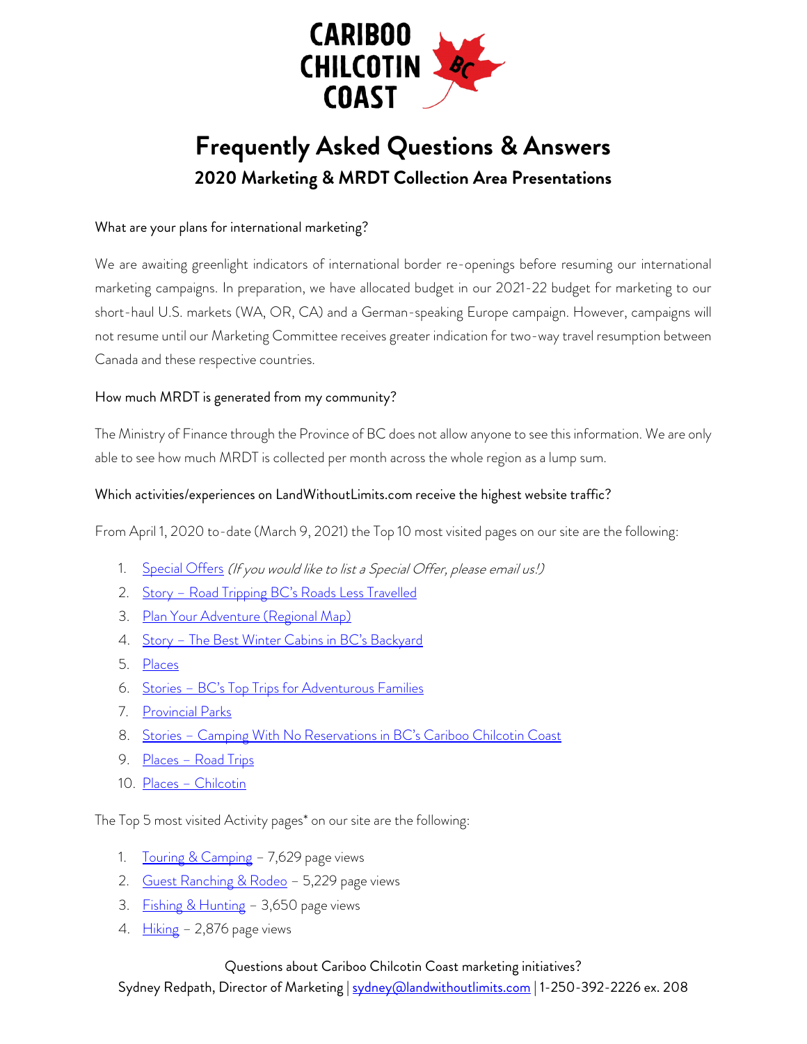CARIBOO CHILCOTIN COAST

# Frequently Asked Questions & Answers

## 2020 Marketing & MRDT Collection Area Presentations

What are your plans for international marketing?

We are awaiting greenlight indicators of international border re-openings before resuming our international marketing campaigns. In preparation, we have allocated budget in our 2021-22 budget for marketing to our short-haul U.S. markets (WA, OR, CA) and a German-speaking Europe campaign. However, campaigns will not resume until our Marketing Committee receives greater indication for two-way travel resumption between Canada and these respective countries.

How much MRDT is generated from my community?

The Ministry of Finance through the Province of BC does not allow anyone to see this information. We are only able to see how much MRDT is collected per month across the whole region as a lump sum.

Which activities/experiences on LandWithoutLimits.com receive the highest website traffic?

From April 1, 2020 to-date (March 9, 2021) the Top 10 most visited pages on our site are the following:

1. Special Offers *(If you would like to list a Special Offer, please email us!)*
2. Story – Road Tripping BC's Roads Less Travelled
3. Plan Your Adventure (Regional Map)
4. Story – The Best Winter Cabins in BC's Backyard
5. Places
6. Stories – BC's Top Trips for Adventurous Families
7. Provincial Parks
8. Stories – Camping With No Reservations in BC's Cariboo Chilcotin Coast
9. Places – Road Trips
10. Places – Chilcotin

The Top 5 most visited Activity pages* on our site are the following:

1. Touring & Camping – 7,629 page views
2. Guest Ranching & Rodeo – 5,229 page views
3. Fishing & Hunting – 3,650 page views
4. Hiking – 2,876 page views

Questions about Cariboo Chilcotin Coast marketing initiatives?
Sydney Redpath, Director of Marketing | sydney@landwithoutlimits.com | 1-250-392-2226 ex. 208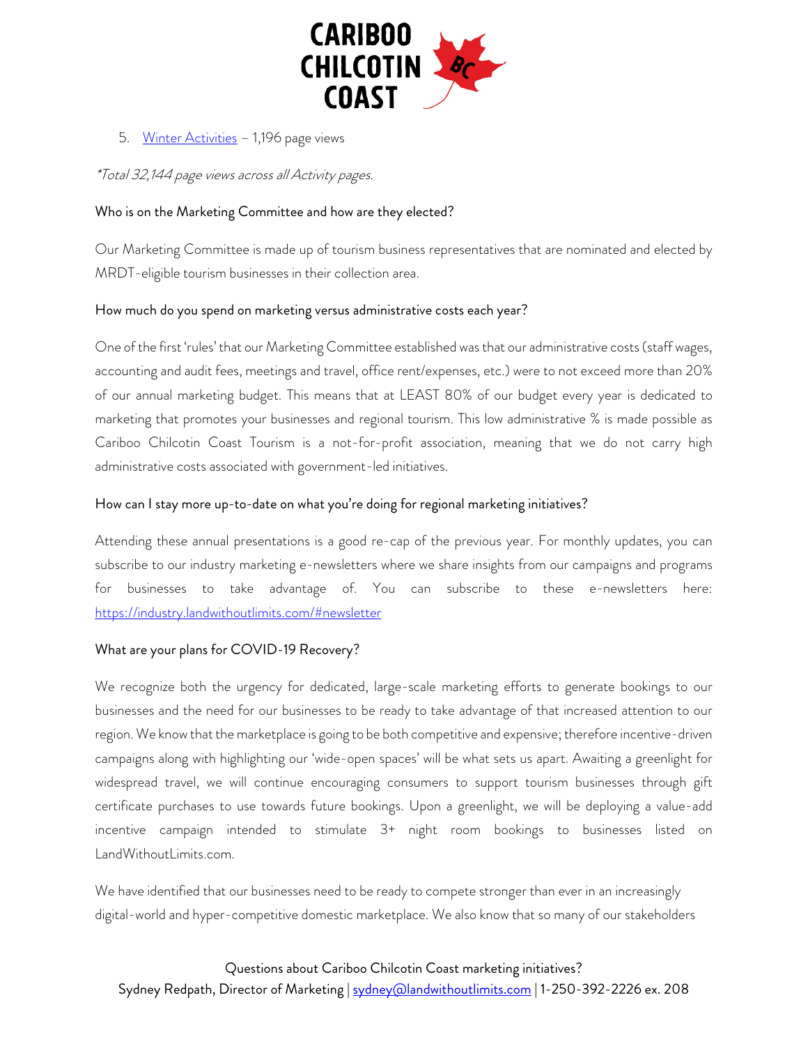5. [Winter Activities](#) – 1,196 page views

*\*Total 32,144 page views across all Activity pages.*

### Who is on the Marketing Committee and how are they elected?

Our Marketing Committee is made up of tourism business representatives that are nominated and elected by MRDT-eligible tourism businesses in their collection area.

### How much do you spend on marketing versus administrative costs each year?

One of the first 'rules' that our Marketing Committee established was that our administrative costs (staff wages, accounting and audit fees, meetings and travel, office rent/expenses, etc.) were to not exceed more than 20% of our annual marketing budget. This means that at LEAST 80% of our budget every year is dedicated to marketing that promotes your businesses and regional tourism. This low administrative % is made possible as Cariboo Chilcotin Coast Tourism is a not-for-profit association, meaning that we do not carry high administrative costs associated with government-led initiatives.

### How can I stay more up-to-date on what you're doing for regional marketing initiatives?

Attending these annual presentations is a good re-cap of the previous year. For monthly updates, you can subscribe to our industry marketing e-newsletters where we share insights from our campaigns and programs for businesses to take advantage of. You can subscribe to these e-newsletters here: https://industry.landwithoutlimits.com/#newsletter

### What are your plans for COVID-19 Recovery?

We recognize both the urgency for dedicated, large-scale marketing efforts to generate bookings to our businesses and the need for our businesses to be ready to take advantage of that increased attention to our region. We know that the marketplace is going to be both competitive and expensive; therefore incentive-driven campaigns along with highlighting our 'wide-open spaces' will be what sets us apart. Awaiting a greenlight for widespread travel, we will continue encouraging consumers to support tourism businesses through gift certificate purchases to use towards future bookings. Upon a greenlight, we will be deploying a value-add incentive campaign intended to stimulate 3+ night room bookings to businesses listed on LandWithoutLimits.com.

We have identified that our businesses need to be ready to compete stronger than ever in an increasingly digital-world and hyper-competitive domestic marketplace. We also know that so many of our stakeholders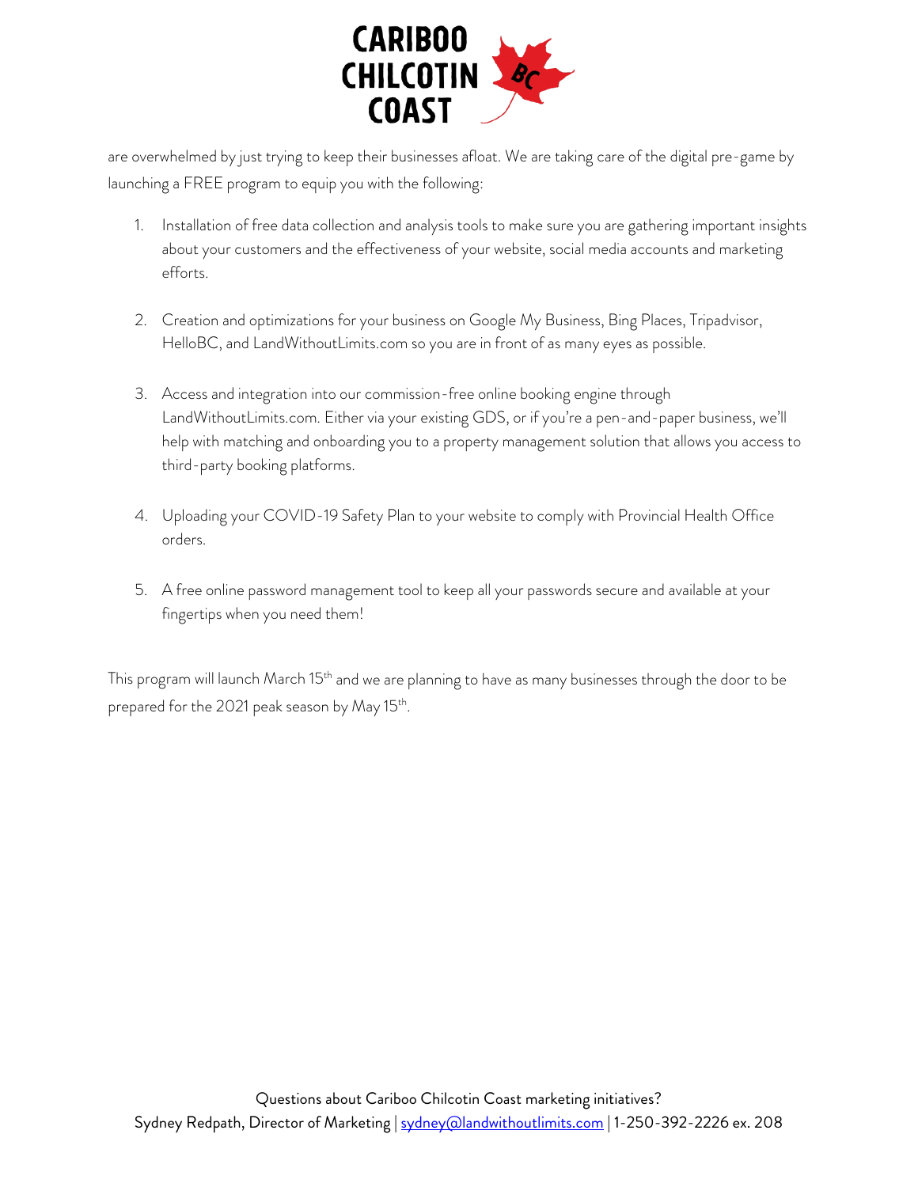are overwhelmed by just trying to keep their businesses afloat. We are taking care of the digital pre-game by launching a FREE program to equip you with the following:

1. Installation of free data collection and analysis tools to make sure you are gathering important insights about your customers and the effectiveness of your website, social media accounts and marketing efforts.

2. Creation and optimizations for your business on Google My Business, Bing Places, Tripadvisor, HelloBC, and LandWithoutLimits.com so you are in front of as many eyes as possible.

3. Access and integration into our commission-free online booking engine through LandWithoutLimits.com. Either via your existing GDS, or if you're a pen-and-paper business, we'll help with matching and onboarding you to a property management solution that allows you access to third-party booking platforms.

4. Uploading your COVID-19 Safety Plan to your website to comply with Provincial Health Office orders.

5. A free online password management tool to keep all your passwords secure and available at your fingertips when you need them!

This program will launch March 15th and we are planning to have as many businesses through the door to be prepared for the 2021 peak season by May 15th.

Questions about Cariboo Chilcotin Coast marketing initiatives?
Sydney Redpath, Director of Marketing | sydney@landwithoutlimits.com | 1-250-392-2226 ex. 208